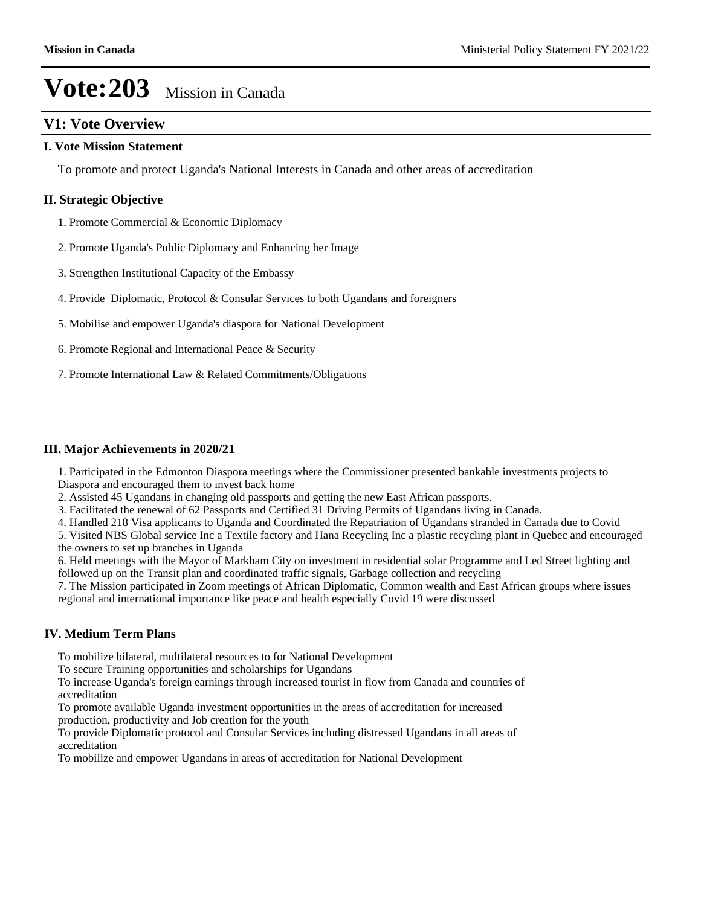# Vote:203 Mission in Canada

## V1: Vote Overview

### I. Vote Mission Statement

To promote and protect Uganda's National Interests in Canada and other areas of accreditation

### II. Strategic Objective

1. Promote Commercial & Economic Diplomacy
2. Promote Uganda's Public Diplomacy and Enhancing her Image
3. Strengthen Institutional Capacity of the Embassy
4. Provide Diplomatic, Protocol & Consular Services to both Ugandans and foreigners
5. Mobilise and empower Uganda's diaspora for National Development
6. Promote Regional and International Peace & Security
7. Promote International Law & Related Commitments/Obligations

### III. Major Achievements in 2020/21

1. Participated in the Edmonton Diaspora meetings where the Commissioner presented bankable investments projects to Diaspora and encouraged them to invest back home
2. Assisted 45 Ugandans in changing old passports and getting the new East African passports.
3. Facilitated the renewal of 62 Passports and Certified 31 Driving Permits of Ugandans living in Canada.
4. Handled 218 Visa applicants to Uganda and Coordinated the Repatriation of Ugandans stranded in Canada due to Covid
5. Visited NBS Global service Inc a Textile factory and Hana Recycling Inc a plastic recycling plant in Quebec and encouraged the owners to set up branches in Uganda
6. Held meetings with the Mayor of Markham City on investment in residential solar Programme and Led Street lighting and followed up on the Transit plan and coordinated traffic signals, Garbage collection and recycling
7. The Mission participated in Zoom meetings of African Diplomatic, Common wealth and East African groups where issues regional and international importance like peace and health especially Covid 19 were discussed

### IV. Medium Term Plans

To mobilize bilateral, multilateral resources to for National Development
To secure Training opportunities and scholarships for Ugandans
To increase Uganda's foreign earnings through increased tourist in flow from Canada and countries of accreditation
To promote available Uganda investment opportunities in the areas of accreditation for increased production, productivity and Job creation for the youth
To provide Diplomatic protocol and Consular Services including distressed Ugandans in all areas of accreditation
To mobilize and empower Ugandans in areas of accreditation for National Development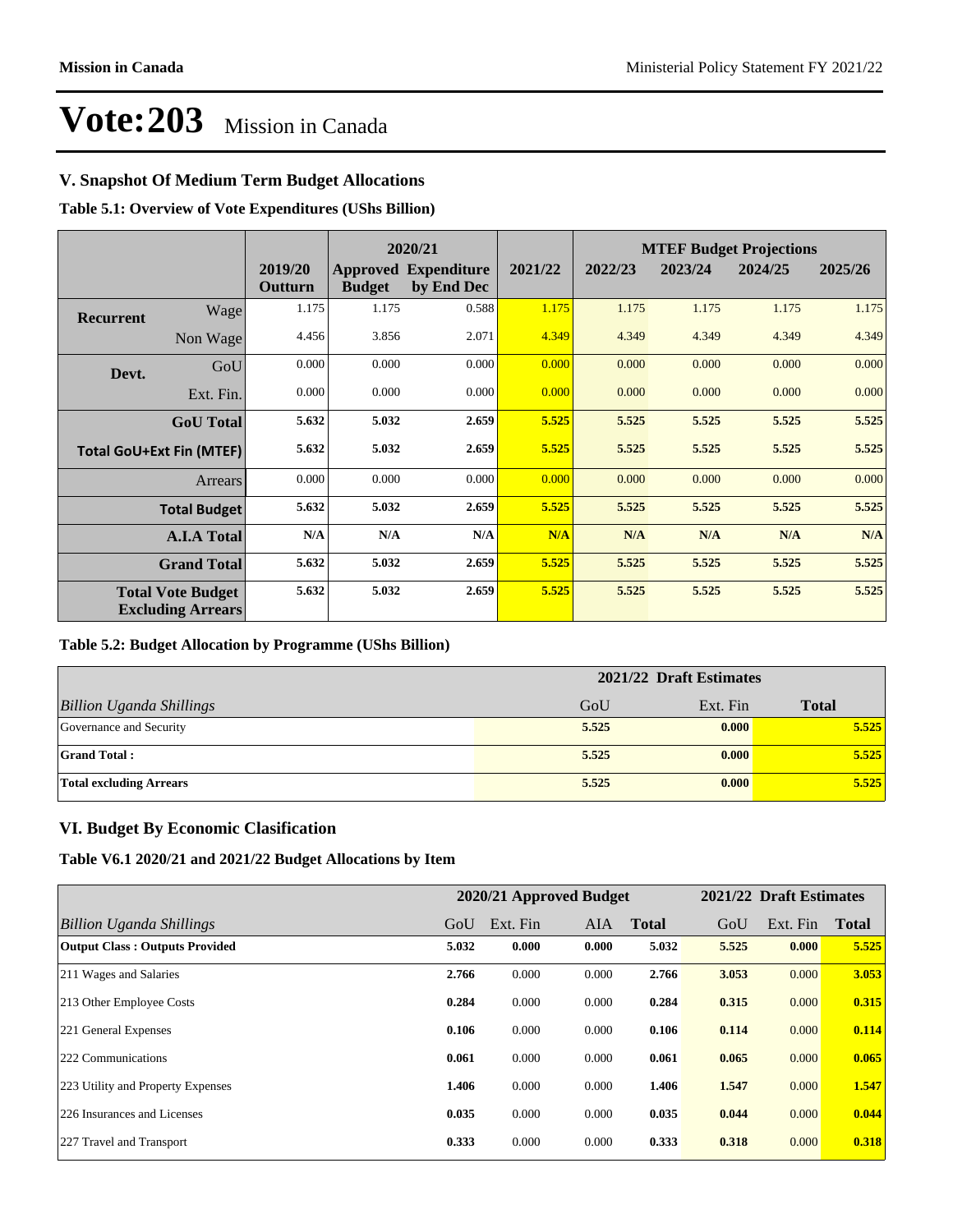# Vote:203 Mission in Canada

## V. Snapshot Of Medium Term Budget Allocations

**Table 5.1: Overview of Vote Expenditures (UShs Billion)**

| | | 2019/20 Outturn | 2020/21 Approved Budget | 2020/21 Expenditure by End Dec | 2021/22 | MTEF Budget Projections 2022/23 | 2023/24 | 2024/25 | 2025/26 |
|---|---|---|---|---|---|---|---|---|---|
| **Recurrent** | Wage | 1.175 | 1.175 | 0.588 | 1.175 | 1.175 | 1.175 | 1.175 | 1.175 |
| | Non Wage | 4.456 | 3.856 | 2.071 | 4.349 | 4.349 | 4.349 | 4.349 | 4.349 |
| **Devt.** | GoU | 0.000 | 0.000 | 0.000 | 0.000 | 0.000 | 0.000 | 0.000 | 0.000 |
| | Ext. Fin. | 0.000 | 0.000 | 0.000 | 0.000 | 0.000 | 0.000 | 0.000 | 0.000 |
| | **GoU Total** | **5.632** | **5.032** | **2.659** | **5.525** | **5.525** | **5.525** | **5.525** | **5.525** |
| **Total GoU+Ext Fin (MTEF)** | | **5.632** | **5.032** | **2.659** | **5.525** | **5.525** | **5.525** | **5.525** | **5.525** |
| | Arrears | 0.000 | 0.000 | 0.000 | 0.000 | 0.000 | 0.000 | 0.000 | 0.000 |
| | **Total Budget** | **5.632** | **5.032** | **2.659** | **5.525** | **5.525** | **5.525** | **5.525** | **5.525** |
| | **A.I.A Total** | **N/A** | **N/A** | **N/A** | **N/A** | **N/A** | **N/A** | **N/A** | **N/A** |
| | **Grand Total** | **5.632** | **5.032** | **2.659** | **5.525** | **5.525** | **5.525** | **5.525** | **5.525** |
| **Total Vote Budget Excluding Arrears** | | **5.632** | **5.032** | **2.659** | **5.525** | **5.525** | **5.525** | **5.525** | **5.525** |

**Table 5.2: Budget Allocation by Programme (UShs Billion)**

| | 2021/22 Draft Estimates | | |
|---|---|---|---|
| *Billion Uganda Shillings* | GoU | Ext. Fin | **Total** |
| Governance and Security | **5.525** | **0.000** | **5.525** |
| **Grand Total :** | **5.525** | **0.000** | **5.525** |
| **Total excluding Arrears** | **5.525** | **0.000** | **5.525** |

## VI. Budget By Economic Clasification

**Table V6.1 2020/21 and 2021/22 Budget Allocations by Item**

| | 2020/21 Approved Budget | | | | 2021/22 Draft Estimates | | |
|---|---|---|---|---|---|---|---|
| *Billion Uganda Shillings* | GoU | Ext. Fin | AIA | **Total** | GoU | Ext. Fin | **Total** |
| **Output Class : Outputs Provided** | **5.032** | **0.000** | **0.000** | **5.032** | **5.525** | **0.000** | **5.525** |
| 211 Wages and Salaries | **2.766** | 0.000 | 0.000 | **2.766** | **3.053** | 0.000 | **3.053** |
| 213 Other Employee Costs | **0.284** | 0.000 | 0.000 | **0.284** | **0.315** | 0.000 | **0.315** |
| 221 General Expenses | **0.106** | 0.000 | 0.000 | **0.106** | **0.114** | 0.000 | **0.114** |
| 222 Communications | **0.061** | 0.000 | 0.000 | **0.061** | **0.065** | 0.000 | **0.065** |
| 223 Utility and Property Expenses | **1.406** | 0.000 | 0.000 | **1.406** | **1.547** | 0.000 | **1.547** |
| 226 Insurances and Licenses | **0.035** | 0.000 | 0.000 | **0.035** | **0.044** | 0.000 | **0.044** |
| 227 Travel and Transport | **0.333** | 0.000 | 0.000 | **0.333** | **0.318** | 0.000 | **0.318** |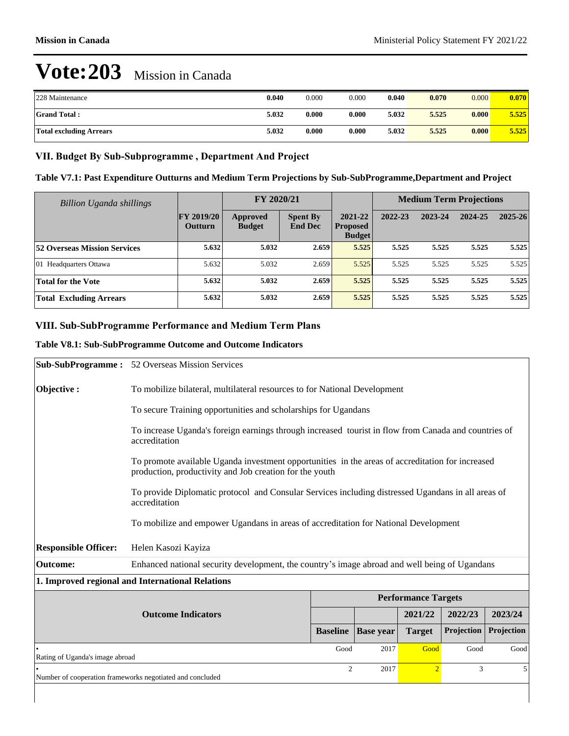# Vote:203 Mission in Canada

| | | | | | | | |
|---|---|---|---|---|---|---|---|
| 228 Maintenance | **0.040** | 0.000 | 0.000 | **0.040** | **0.070** | 0.000 | **0.070** |
| **Grand Total :** | **5.032** | **0.000** | **0.000** | **5.032** | **5.525** | **0.000** | **5.525** |
| **Total excluding Arrears** | **5.032** | **0.000** | **0.000** | **5.032** | **5.525** | **0.000** | **5.525** |

## VII. Budget By Sub-Subprogramme , Department And Project

### Table V7.1: Past Expenditure Outturns and Medium Term Projections by Sub-SubProgramme,Department and Project

| *Billion Uganda shillings* | | FY 2020/21 | | | Medium Term Projections | | | |
|---|---|---|---|---|---|---|---|---|
| | **FY 2019/20 Outturn** | **Approved Budget** | **Spent By End Dec** | **2021-22 Proposed Budget** | **2022-23** | **2023-24** | **2024-25** | **2025-26** |
| **52 Overseas Mission Services** | **5.632** | **5.032** | **2.659** | **5.525** | **5.525** | **5.525** | **5.525** | **5.525** |
| 01 Headquarters Ottawa | 5.632 | 5.032 | 2.659 | 5.525 | 5.525 | 5.525 | 5.525 | 5.525 |
| **Total for the Vote** | **5.632** | **5.032** | **2.659** | **5.525** | **5.525** | **5.525** | **5.525** | **5.525** |
| **Total Excluding Arrears** | **5.632** | **5.032** | **2.659** | **5.525** | **5.525** | **5.525** | **5.525** | **5.525** |

## VIII. Sub-SubProgramme Performance and Medium Term Plans

### Table V8.1: Sub-SubProgramme Outcome and Outcome Indicators

**Sub-SubProgramme :** 52 Overseas Mission Services

**Objective :**

To mobilize bilateral, multilateral resources to for National Development

To secure Training opportunities and scholarships for Ugandans

To increase Uganda's foreign earnings through increased tourist in flow from Canada and countries of accreditation

To promote available Uganda investment opportunities in the areas of accreditation for increased production, productivity and Job creation for the youth

To provide Diplomatic protocol and Consular Services including distressed Ugandans in all areas of accreditation

To mobilize and empower Ugandans in areas of accreditation for National Development

**Responsible Officer:** Helen Kasozi Kayiza

**Outcome:** Enhanced national security development, the country's image abroad and well being of Ugandans

**1. Improved regional and International Relations**

| Outcome Indicators | Performance Targets | | | | |
|---|---|---|---|---|---|
| | | | 2021/22 | 2022/23 | 2023/24 |
| | **Baseline** | **Base year** | **Target** | **Projection** | **Projection** |
| • Rating of Uganda's image abroad | Good | 2017 | Good | Good | Good |
| • Number of cooperation frameworks negotiated and concluded | 2 | 2017 | 2 | 3 | 5 |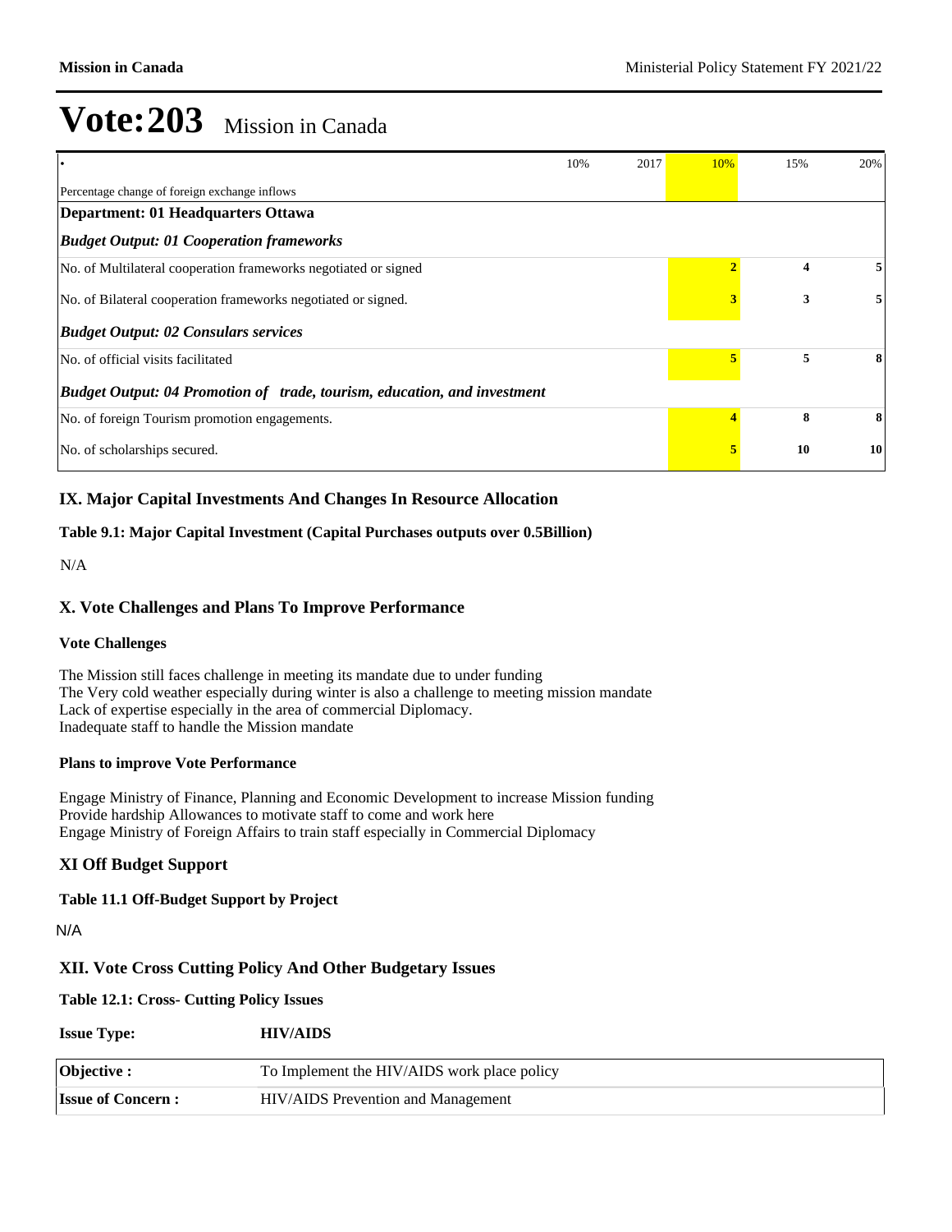# Vote:203 Mission in Canada

| • | 10% | 2017 | 10% | 15% | 20% |
|---|---|---|---|---|---|
| Percentage change of foreign exchange inflows | | | | | |
| **Department: 01 Headquarters Ottawa** | | | | | |
| ***Budget Output: 01 Cooperation frameworks*** | | | | | |
| No. of Multilateral cooperation frameworks negotiated or signed | | | **2** | **4** | **5** |
| No. of Bilateral cooperation frameworks negotiated or signed. | | | **3** | **3** | **5** |
| ***Budget Output: 02 Consulars services*** | | | | | |
| No. of official visits facilitated | | | **5** | **5** | **8** |
| ***Budget Output: 04 Promotion of trade, tourism, education, and investment*** | | | | | |
| No. of foreign Tourism promotion engagements. | | | **4** | **8** | **8** |
| No. of scholarships secured. | | | **5** | **10** | **10** |

## IX. Major Capital Investments And Changes In Resource Allocation

**Table 9.1: Major Capital Investment (Capital Purchases outputs over 0.5Billion)**

N/A

## X. Vote Challenges and Plans To Improve Performance

**Vote Challenges**

The Mission still faces challenge in meeting its mandate due to under funding
The Very cold weather especially during winter is also a challenge to meeting mission mandate
Lack of expertise especially in the area of commercial Diplomacy.
Inadequate staff to handle the Mission mandate

**Plans to improve Vote Performance**

Engage Ministry of Finance, Planning and Economic Development to increase Mission funding
Provide hardship Allowances to motivate staff to come and work here
Engage Ministry of Foreign Affairs to train staff especially in Commercial Diplomacy

## XI Off Budget Support

**Table 11.1 Off-Budget Support by Project**

N/A

## XII. Vote Cross Cutting Policy And Other Budgetary Issues

**Table 12.1: Cross- Cutting Policy Issues**

**Issue Type:** **HIV/AIDS**

| | |
|---|---|
| **Objective :** | To Implement the HIV/AIDS work place policy |
| **Issue of Concern :** | HIV/AIDS Prevention and Management |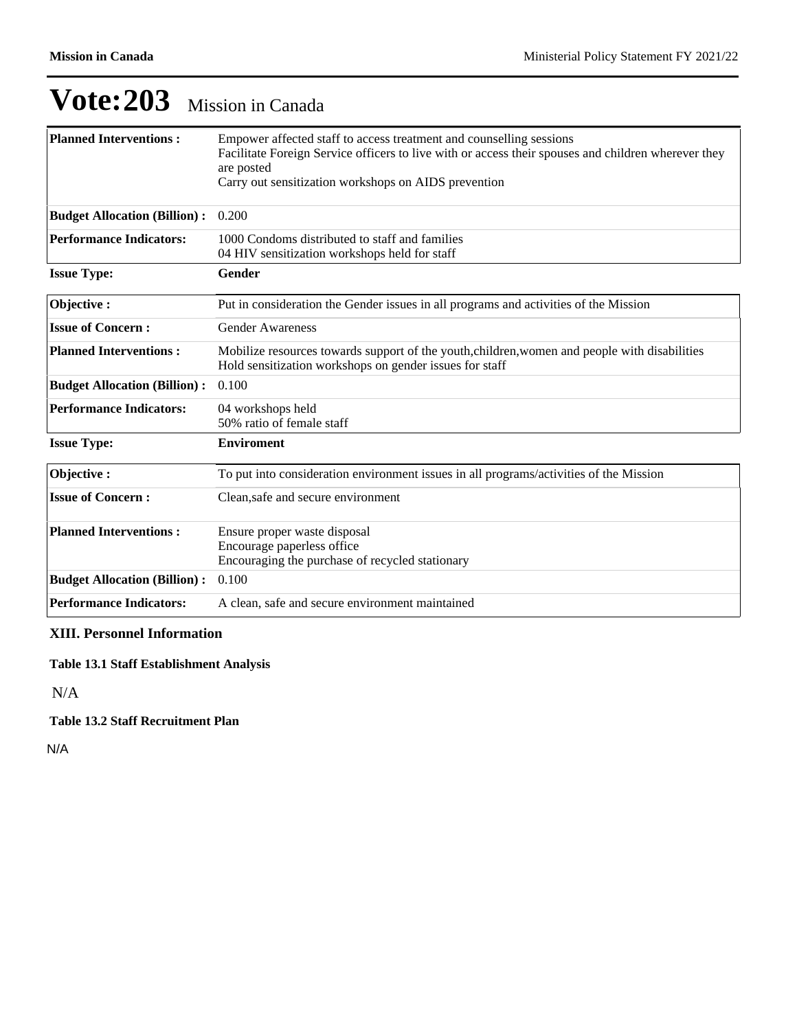# Vote:203 Mission in Canada

| | |
|---|---|
| **Planned Interventions :** | Empower affected staff to access treatment and counselling sessions<br>Facilitate Foreign Service officers to live with or access their spouses and children wherever they are posted<br>Carry out sensitization workshops on AIDS prevention |
| **Budget Allocation (Billion) :** | 0.200 |
| **Performance Indicators:** | 1000 Condoms distributed to staff and families<br>04 HIV sensitization workshops held for staff |

| **Issue Type:** | **Gender** |
|---|---|
| **Objective :** | Put in consideration the Gender issues in all programs and activities of the Mission |
| **Issue of Concern :** | Gender Awareness |
| **Planned Interventions :** | Mobilize resources towards support of the youth,children,women and people with disabilities<br>Hold sensitization workshops on gender issues for staff |
| **Budget Allocation (Billion) :** | 0.100 |
| **Performance Indicators:** | 04 workshops held<br>50% ratio of female staff |

| **Issue Type:** | **Enviroment** |
|---|---|
| **Objective :** | To put into consideration environment issues in all programs/activities of the Mission |
| **Issue of Concern :** | Clean,safe and secure environment |
| **Planned Interventions :** | Ensure proper waste disposal<br>Encourage paperless office<br>Encouraging the purchase of recycled stationary |
| **Budget Allocation (Billion) :** | 0.100 |
| **Performance Indicators:** | A clean, safe and secure environment maintained |

## XIII. Personnel Information

**Table 13.1 Staff Establishment Analysis**

N/A

**Table 13.2 Staff Recruitment Plan**

N/A